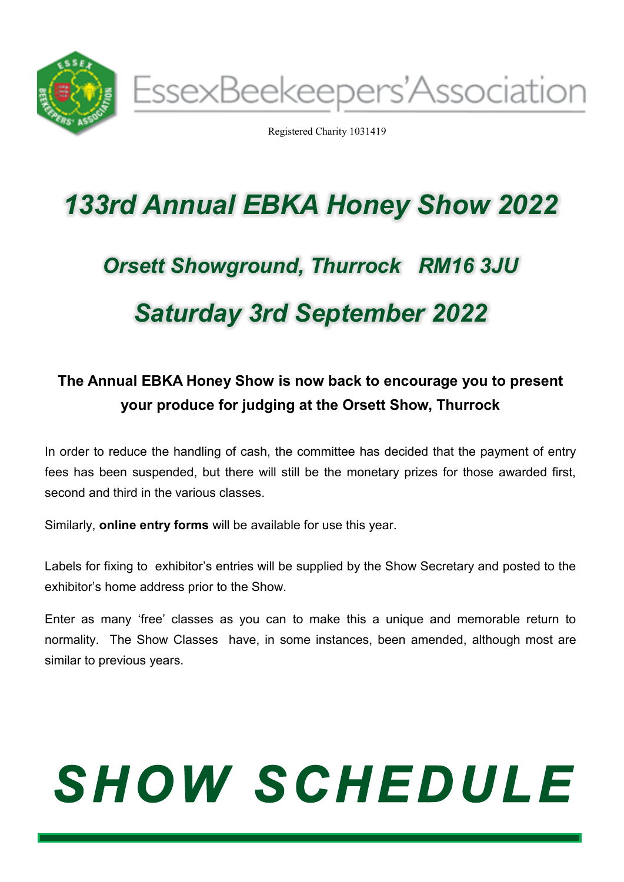EssexBeekeepers'Association

Registered Charity 1031419

# 133rd Annual EBKA Honey Show 2022

## Orsett Showground, Thurrock RM16 3JU

## Saturday 3rd September 2022

**The Annual EBKA Honey Show is now back to encourage you to present your produce for judging at the Orsett Show, Thurrock**

In order to reduce the handling of cash, the committee has decided that the payment of entry fees has been suspended, but there will still be the monetary prizes for those awarded first, second and third in the various classes.

Similarly, **online entry forms** will be available for use this year.

Labels for fixing to exhibitor's entries will be supplied by the Show Secretary and posted to the exhibitor's home address prior to the Show.

Enter as many 'free' classes as you can to make this a unique and memorable return to normality. The Show Classes have, in some instances, been amended, although most are similar to previous years.

# SHOW SCHEDULE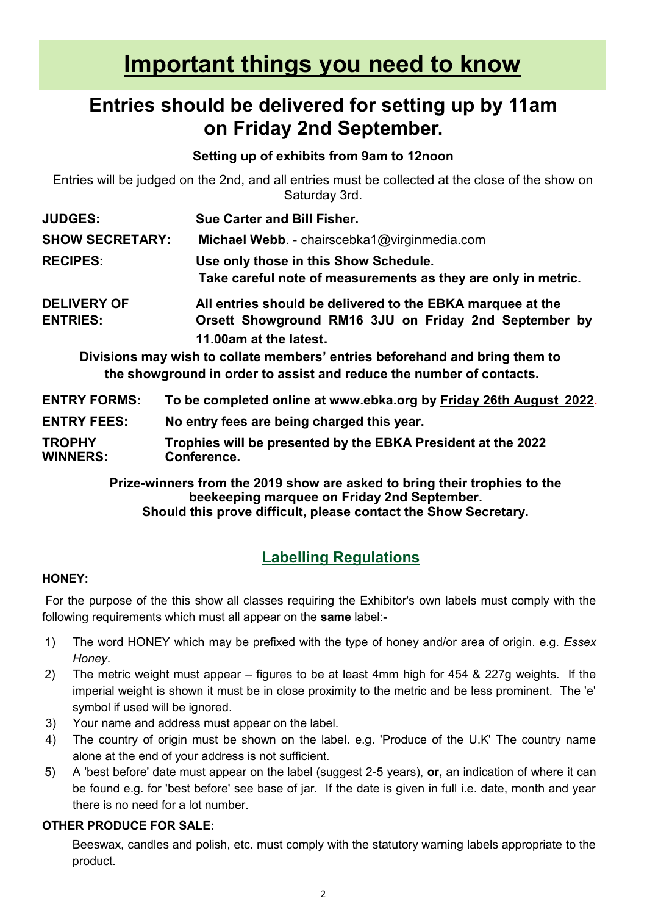# Important things you need to know

## Entries should be delivered for setting up by 11am on Friday 2nd September.

**Setting up of exhibits from 9am to 12noon**

Entries will be judged on the 2nd, and all entries must be collected at the close of the show on Saturday 3rd.

**JUDGES:** **Sue Carter and Bill Fisher.**

**SHOW SECRETARY:** **Michael Webb**. - chairscebka1@virginmedia.com

**RECIPES:** **Use only those in this Show Schedule.**
**Take careful note of measurements as they are only in metric.**

**DELIVERY OF ENTRIES:** **All entries should be delivered to the EBKA marquee at the Orsett Showground RM16 3JU on Friday 2nd September by 11.00am at the latest.**

**Divisions may wish to collate members' entries beforehand and bring them to the showground in order to assist and reduce the number of contacts.**

**ENTRY FORMS:** **To be completed online at www.ebka.org by <u>Friday 26th August 2022</u>.**

**ENTRY FEES:** **No entry fees are being charged this year.**

**TROPHY WINNERS:** **Trophies will be presented by the EBKA President at the 2022 Conference.**

**Prize-winners from the 2019 show are asked to bring their trophies to the beekeeping marquee on Friday 2nd September.**
**Should this prove difficult, please contact the Show Secretary.**

## Labelling Regulations

**HONEY:**

For the purpose of the this show all classes requiring the Exhibitor's own labels must comply with the following requirements which must all appear on the **same** label:-

1) The word HONEY which <u>may</u> be prefixed with the type of honey and/or area of origin. e.g. *Essex Honey*.
2) The metric weight must appear – figures to be at least 4mm high for 454 & 227g weights. If the imperial weight is shown it must be in close proximity to the metric and be less prominent. The 'e' symbol if used will be ignored.
3) Your name and address must appear on the label.
4) The country of origin must be shown on the label. e.g. 'Produce of the U.K' The country name alone at the end of your address is not sufficient.
5) A 'best before' date must appear on the label (suggest 2-5 years), **or,** an indication of where it can be found e.g. for 'best before' see base of jar. If the date is given in full i.e. date, month and year there is no need for a lot number.

**OTHER PRODUCE FOR SALE:**

Beeswax, candles and polish, etc. must comply with the statutory warning labels appropriate to the product.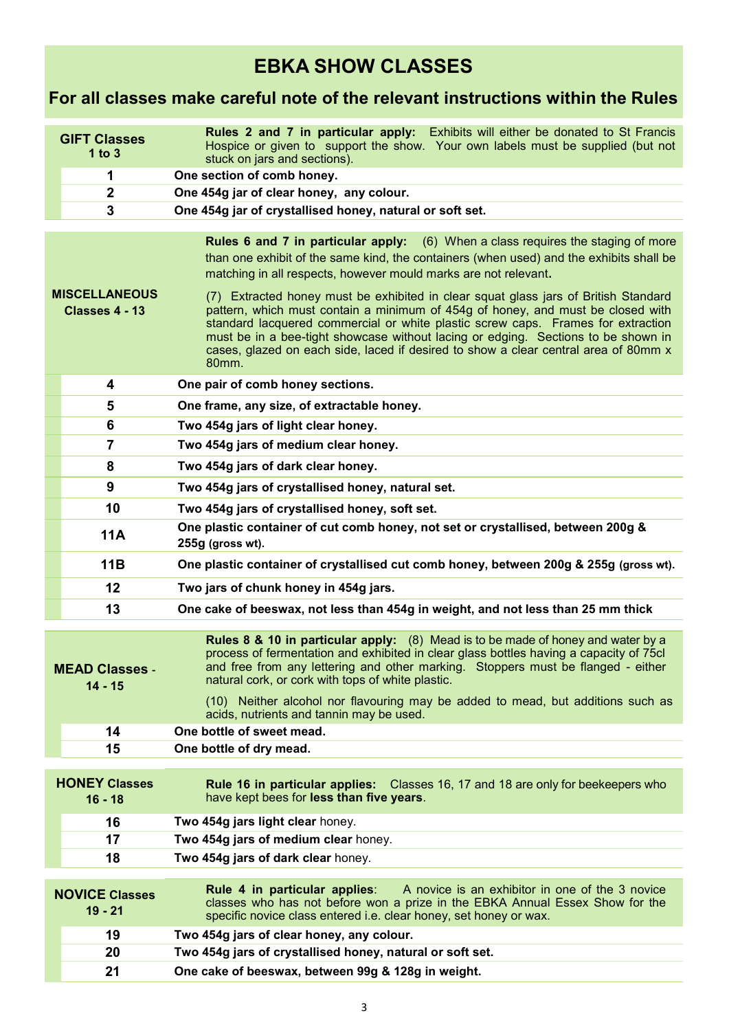# EBKA SHOW CLASSES

## For all classes make careful note of the relevant instructions within the Rules

### GIFT Classes 1 to 3

**Rules 2 and 7 in particular apply:** Exhibits will either be donated to St Francis Hospice or given to support the show. Your own labels must be supplied (but not stuck on jars and sections).

| Class | Description |
|---|---|
| **1** | **One section of comb honey.** |
| **2** | **One 454g jar of clear honey, any colour.** |
| **3** | **One 454g jar of crystallised honey, natural or soft set.** |

### MISCELLANEOUS Classes 4 - 13

**Rules 6 and 7 in particular apply:** (6) When a class requires the staging of more than one exhibit of the same kind, the containers (when used) and the exhibits shall be matching in all respects, however mould marks are not relevant**.**

(7) Extracted honey must be exhibited in clear squat glass jars of British Standard pattern, which must contain a minimum of 454g of honey, and must be closed with standard lacquered commercial or white plastic screw caps. Frames for extraction must be in a bee-tight showcase without lacing or edging. Sections to be shown in cases, glazed on each side, laced if desired to show a clear central area of 80mm x 80mm.

| Class | Description |
|---|---|
| **4** | **One pair of comb honey sections.** |
| **5** | **One frame, any size, of extractable honey.** |
| **6** | **Two 454g jars of light clear honey.** |
| **7** | **Two 454g jars of medium clear honey.** |
| **8** | **Two 454g jars of dark clear honey.** |
| **9** | **Two 454g jars of crystallised honey, natural set.** |
| **10** | **Two 454g jars of crystallised honey, soft set.** |
| **11A** | **One plastic container of cut comb honey, not set or crystallised, between 200g & 255g (gross wt).** |
| **11B** | **One plastic container of crystallised cut comb honey, between 200g & 255g (gross wt).** |
| **12** | **Two jars of chunk honey in 454g jars.** |
| **13** | **One cake of beeswax, not less than 454g in weight, and not less than 25 mm thick** |

### MEAD Classes - 14 - 15

**Rules 8 & 10 in particular apply:** (8) Mead is to be made of honey and water by a process of fermentation and exhibited in clear glass bottles having a capacity of 75cl and free from any lettering and other marking. Stoppers must be flanged - either natural cork, or cork with tops of white plastic.

(10) Neither alcohol nor flavouring may be added to mead, but additions such as acids, nutrients and tannin may be used.

| Class | Description |
|---|---|
| **14** | **One bottle of sweet mead.** |
| **15** | **One bottle of dry mead.** |

### HONEY Classes 16 - 18

**Rule 16 in particular applies:** Classes 16, 17 and 18 are only for beekeepers who have kept bees for **less than five years**.

| Class | Description |
|---|---|
| **16** | **Two 454g jars light clear** honey. |
| **17** | **Two 454g jars of medium clear** honey. |
| **18** | **Two 454g jars of dark clear** honey. |

### NOVICE Classes 19 - 21

**Rule 4 in particular applies**: A novice is an exhibitor in one of the 3 novice classes who has not before won a prize in the EBKA Annual Essex Show for the specific novice class entered i.e. clear honey, set honey or wax.

| Class | Description |
|---|---|
| **19** | **Two 454g jars of clear honey, any colour.** |
| **20** | **Two 454g jars of crystallised honey, natural or soft set.** |
| **21** | **One cake of beeswax, between 99g & 128g in weight.** |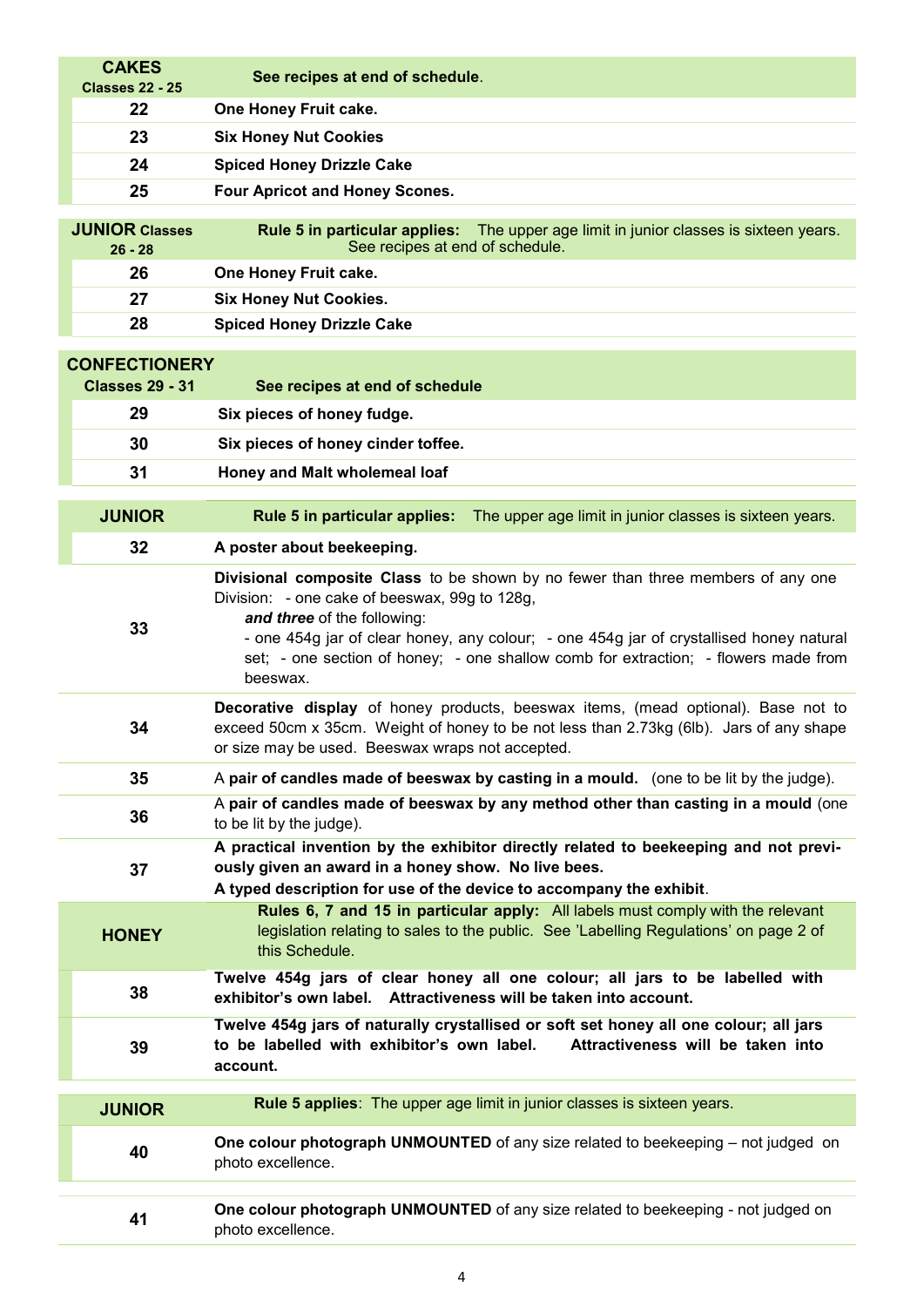| **CAKES** Classes 22 - 25 | **See recipes at end of schedule**. |
|---|---|
| 22 | **One Honey Fruit cake.** |
| 23 | **Six Honey Nut Cookies** |
| 24 | **Spiced Honey Drizzle Cake** |
| 25 | **Four Apricot and Honey Scones.** |

| **JUNIOR Classes 26 - 28** | **Rule 5 in particular applies:** The upper age limit in junior classes is sixteen years. See recipes at end of schedule. |
|---|---|
| 26 | **One Honey Fruit cake.** |
| 27 | **Six Honey Nut Cookies.** |
| 28 | **Spiced Honey Drizzle Cake** |

| **CONFECTIONERY** Classes 29 - 31 | **See recipes at end of schedule** |
|---|---|
| 29 | **Six pieces of honey fudge.** |
| 30 | **Six pieces of honey cinder toffee.** |
| 31 | **Honey and Malt wholemeal loaf** |

| **JUNIOR** | **Rule 5 in particular applies:** The upper age limit in junior classes is sixteen years. |
|---|---|
| 32 | **A poster about beekeeping.** |
| 33 | **Divisional composite Class** to be shown by no fewer than three members of any one Division: - one cake of beeswax, 99g to 128g, ***and three*** of the following: - one 454g jar of clear honey, any colour; - one 454g jar of crystallised honey natural set; - one section of honey; - one shallow comb for extraction; - flowers made from beeswax. |
| 34 | **Decorative display** of honey products, beeswax items, (mead optional). Base not to exceed 50cm x 35cm. Weight of honey to be not less than 2.73kg (6lb). Jars of any shape or size may be used. Beeswax wraps not accepted. |
| 35 | A **pair of candles made of beeswax by casting in a mould.** (one to be lit by the judge). |
| 36 | A **pair of candles made of beeswax by any method other than casting in a mould** (one to be lit by the judge). |
| 37 | **A practical invention by the exhibitor directly related to beekeeping and not previously given an award in a honey show. No live bees. A typed description for use of the device to accompany the exhibit**. |

| **HONEY** | **Rules 6, 7 and 15 in particular apply:** All labels must comply with the relevant legislation relating to sales to the public. See 'Labelling Regulations' on page 2 of this Schedule. |
|---|---|
| 38 | **Twelve 454g jars of clear honey all one colour; all jars to be labelled with exhibitor's own label. Attractiveness will be taken into account.** |
| 39 | **Twelve 454g jars of naturally crystallised or soft set honey all one colour; all jars to be labelled with exhibitor's own label. Attractiveness will be taken into account.** |

| **JUNIOR** | **Rule 5 applies**: The upper age limit in junior classes is sixteen years. |
|---|---|
| 40 | **One colour photograph UNMOUNTED** of any size related to beekeeping – not judged on photo excellence. |
| 41 | **One colour photograph UNMOUNTED** of any size related to beekeeping - not judged on photo excellence. |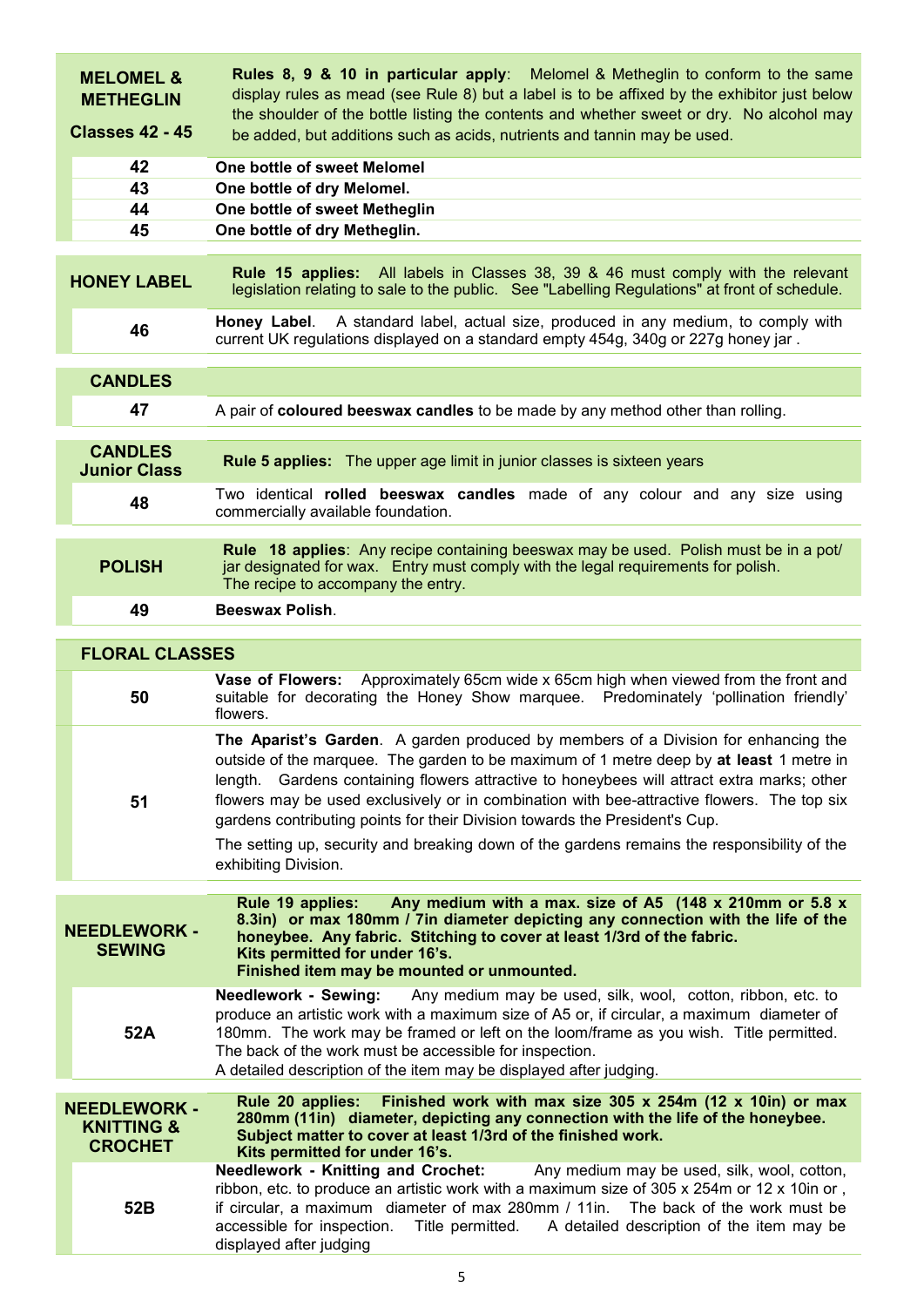| | |
|---|---|
| **MELOMEL & METHEGLIN**<br><br>**Classes 42 - 45** | **Rules 8, 9 & 10 in particular apply**: Melomel & Metheglin to conform to the same display rules as mead (see Rule 8) but a label is to be affixed by the exhibitor just below the shoulder of the bottle listing the contents and whether sweet or dry. No alcohol may be added, but additions such as acids, nutrients and tannin may be used. |
| **42** | **One bottle of sweet Melomel** |
| **43** | **One bottle of dry Melomel.** |
| **44** | **One bottle of sweet Metheglin** |
| **45** | **One bottle of dry Metheglin.** |

| | |
|---|---|
| **HONEY LABEL** | **Rule 15 applies:** All labels in Classes 38, 39 & 46 must comply with the relevant legislation relating to sale to the public. See "Labelling Regulations" at front of schedule. |
| **46** | **Honey Label**. A standard label, actual size, produced in any medium, to comply with current UK regulations displayed on a standard empty 454g, 340g or 227g honey jar . |

| | |
|---|---|
| **CANDLES** | |
| **47** | A pair of **coloured beeswax candles** to be made by any method other than rolling. |

| | |
|---|---|
| **CANDLES Junior Class** | **Rule 5 applies:** The upper age limit in junior classes is sixteen years |
| **48** | Two identical **rolled beeswax candles** made of any colour and any size using commercially available foundation. |

| | |
|---|---|
| **POLISH** | **Rule 18 applies**: Any recipe containing beeswax may be used. Polish must be in a pot/ jar designated for wax. Entry must comply with the legal requirements for polish. The recipe to accompany the entry. |
| **49** | **Beeswax Polish**. |

| | |
|---|---|
| **FLORAL CLASSES** | |
| **50** | **Vase of Flowers:** Approximately 65cm wide x 65cm high when viewed from the front and suitable for decorating the Honey Show marquee. Predominately 'pollination friendly' flowers. |
| **51** | **The Aparist's Garden**. A garden produced by members of a Division for enhancing the outside of the marquee. The garden to be maximum of 1 metre deep by **at least** 1 metre in length. Gardens containing flowers attractive to honeybees will attract extra marks; other flowers may be used exclusively or in combination with bee-attractive flowers. The top six gardens contributing points for their Division towards the President's Cup.<br><br>The setting up, security and breaking down of the gardens remains the responsibility of the exhibiting Division. |

| | |
|---|---|
| **NEEDLEWORK - SEWING** | **Rule 19 applies: Any medium with a max. size of A5 (148 x 210mm or 5.8 x 8.3in) or max 180mm / 7in diameter depicting any connection with the life of the honeybee. Any fabric. Stitching to cover at least 1/3rd of the fabric. Kits permitted for under 16's. Finished item may be mounted or unmounted.** |
| **52A** | **Needlework - Sewing:** Any medium may be used, silk, wool, cotton, ribbon, etc. to produce an artistic work with a maximum size of A5 or, if circular, a maximum diameter of 180mm. The work may be framed or left on the loom/frame as you wish. Title permitted. The back of the work must be accessible for inspection.<br>A detailed description of the item may be displayed after judging. |

| | |
|---|---|
| **NEEDLEWORK - KNITTING & CROCHET** | **Rule 20 applies: Finished work with max size 305 x 254m (12 x 10in) or max 280mm (11in) diameter, depicting any connection with the life of the honeybee. Subject matter to cover at least 1/3rd of the finished work. Kits permitted for under 16's.** |
| **52B** | **Needlework - Knitting and Crochet:** Any medium may be used, silk, wool, cotton, ribbon, etc. to produce an artistic work with a maximum size of 305 x 254m or 12 x 10in or , if circular, a maximum diameter of max 280mm / 11in. The back of the work must be accessible for inspection. Title permitted. A detailed description of the item may be displayed after judging |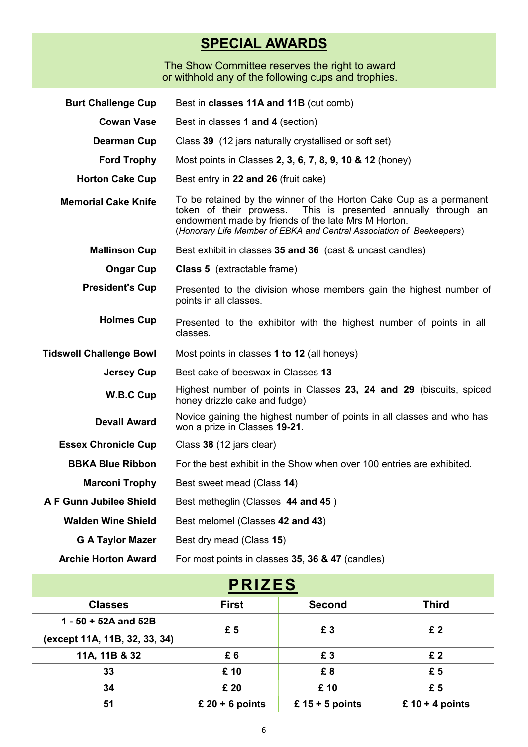## SPECIAL AWARDS

The Show Committee reserves the right to award or withhold any of the following cups and trophies.

| | |
|---|---|
| **Burt Challenge Cup** | Best in **classes 11A and 11B** (cut comb) |
| **Cowan Vase** | Best in classes **1 and 4** (section) |
| **Dearman Cup** | Class **39** (12 jars naturally crystallised or soft set) |
| **Ford Trophy** | Most points in Classes **2, 3, 6, 7, 8, 9, 10 & 12** (honey) |
| **Horton Cake Cup** | Best entry in **22 and 26** (fruit cake) |
| **Memorial Cake Knife** | To be retained by the winner of the Horton Cake Cup as a permanent token of their prowess. This is presented annually through an endowment made by friends of the late Mrs M Horton. (*Honorary Life Member of EBKA and Central Association of Beekeepers*) |
| **Mallinson Cup** | Best exhibit in classes **35 and 36** (cast & uncast candles) |
| **Ongar Cup** | **Class 5** (extractable frame) |
| **President's Cup** | Presented to the division whose members gain the highest number of points in all classes. |
| **Holmes Cup** | Presented to the exhibitor with the highest number of points in all classes. |
| **Tidswell Challenge Bowl** | Most points in classes **1 to 12** (all honeys) |
| **Jersey Cup** | Best cake of beeswax in Classes **13** |
| **W.B.C Cup** | Highest number of points in Classes **23, 24 and 29** (biscuits, spiced honey drizzle cake and fudge) |
| **Devall Award** | Novice gaining the highest number of points in all classes and who has won a prize in Classes **19-21.** |
| **Essex Chronicle Cup** | Class **38** (12 jars clear) |
| **BBKA Blue Ribbon** | For the best exhibit in the Show when over 100 entries are exhibited. |
| **Marconi Trophy** | Best sweet mead (Class **14**) |
| **A F Gunn Jubilee Shield** | Best metheglin (Classes **44 and 45** ) |
| **Walden Wine Shield** | Best melomel (Classes **42 and 43**) |
| **G A Taylor Mazer** | Best dry mead (Class **15**) |
| **Archie Horton Award** | For most points in classes **35, 36 & 47** (candles) |

## PRIZES

| Classes | First | Second | Third |
|---|---|---|---|
| **1 - 50 + 52A and 52B (except 11A, 11B, 32, 33, 34)** | **£ 5** | **£ 3** | **£ 2** |
| **11A, 11B & 32** | **£ 6** | **£ 3** | **£ 2** |
| **33** | **£ 10** | **£ 8** | **£ 5** |
| **34** | **£ 20** | **£ 10** | **£ 5** |
| **51** | **£ 20 + 6 points** | **£ 15 + 5 points** | **£ 10 + 4 points** |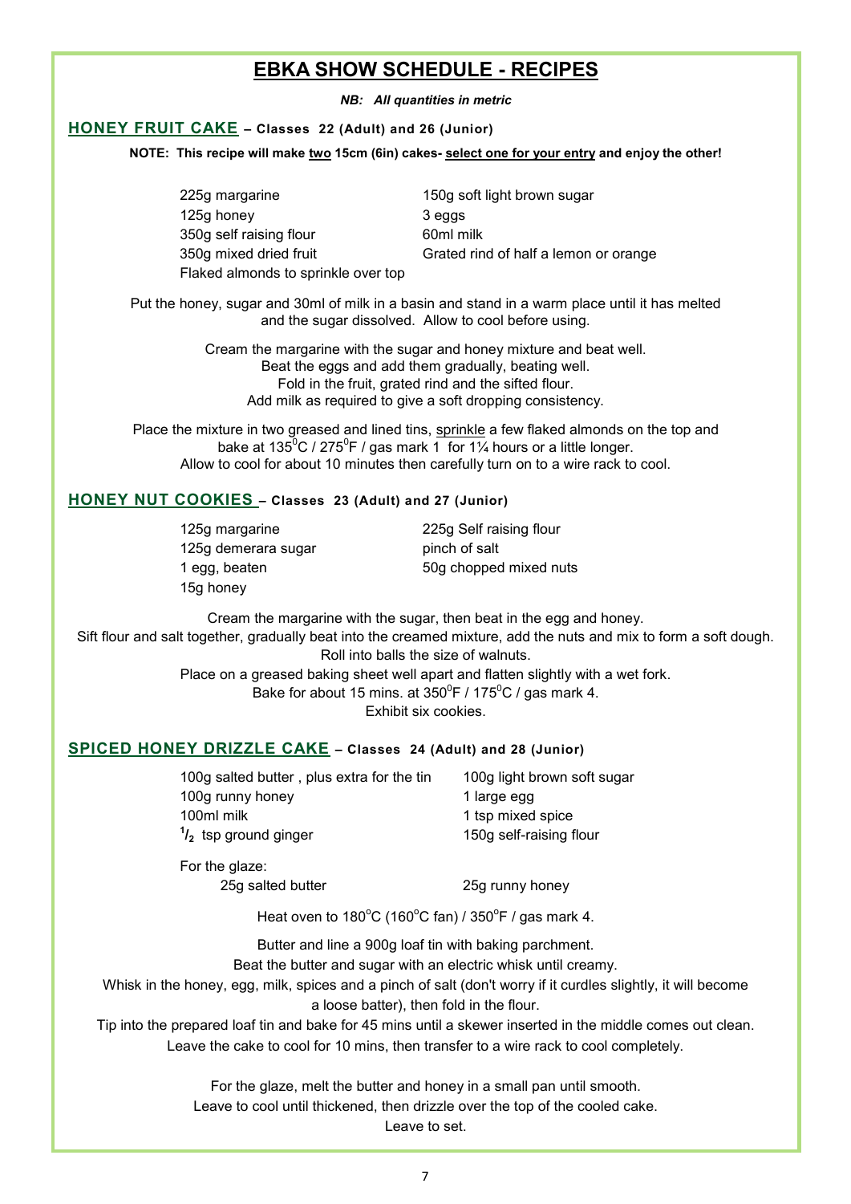# EBKA SHOW SCHEDULE - RECIPES

***NB: All quantities in metric***

## HONEY FRUIT CAKE – Classes 22 (Adult) and 26 (Junior)

**NOTE: This recipe will make two 15cm (6in) cakes- select one for your entry and enjoy the other!**

- 225g margarine
- 125g honey
- 350g self raising flour
- 350g mixed dried fruit
- Flaked almonds to sprinkle over top
- 150g soft light brown sugar
- 3 eggs
- 60ml milk
- Grated rind of half a lemon or orange

Put the honey, sugar and 30ml of milk in a basin and stand in a warm place until it has melted and the sugar dissolved. Allow to cool before using.

Cream the margarine with the sugar and honey mixture and beat well.
Beat the eggs and add them gradually, beating well.
Fold in the fruit, grated rind and the sifted flour.
Add milk as required to give a soft dropping consistency.

Place the mixture in two greased and lined tins, sprinkle a few flaked almonds on the top and bake at 135°C / 275°F / gas mark 1 for 1¼ hours or a little longer.
Allow to cool for about 10 minutes then carefully turn on to a wire rack to cool.

## HONEY NUT COOKIES – Classes 23 (Adult) and 27 (Junior)

- 125g margarine
- 125g demerara sugar
- 1 egg, beaten
- 15g honey
- 225g Self raising flour
- pinch of salt
- 50g chopped mixed nuts

Cream the margarine with the sugar, then beat in the egg and honey.
Sift flour and salt together, gradually beat into the creamed mixture, add the nuts and mix to form a soft dough.
Roll into balls the size of walnuts.
Place on a greased baking sheet well apart and flatten slightly with a wet fork.
Bake for about 15 mins. at 350°F / 175°C / gas mark 4.
Exhibit six cookies.

## SPICED HONEY DRIZZLE CAKE – Classes 24 (Adult) and 28 (Junior)

- 100g salted butter , plus extra for the tin
- 100g runny honey
- 100ml milk
- ½ tsp ground ginger
- 100g light brown soft sugar
- 1 large egg
- 1 tsp mixed spice
- 150g self-raising flour

For the glaze:

- 25g salted butter
- 25g runny honey

Heat oven to 180°C (160°C fan) / 350°F / gas mark 4.

Butter and line a 900g loaf tin with baking parchment.
Beat the butter and sugar with an electric whisk until creamy.
Whisk in the honey, egg, milk, spices and a pinch of salt (don't worry if it curdles slightly, it will become a loose batter), then fold in the flour.
Tip into the prepared loaf tin and bake for 45 mins until a skewer inserted in the middle comes out clean.
Leave the cake to cool for 10 mins, then transfer to a wire rack to cool completely.

For the glaze, melt the butter and honey in a small pan until smooth.
Leave to cool until thickened, then drizzle over the top of the cooled cake.
Leave to set.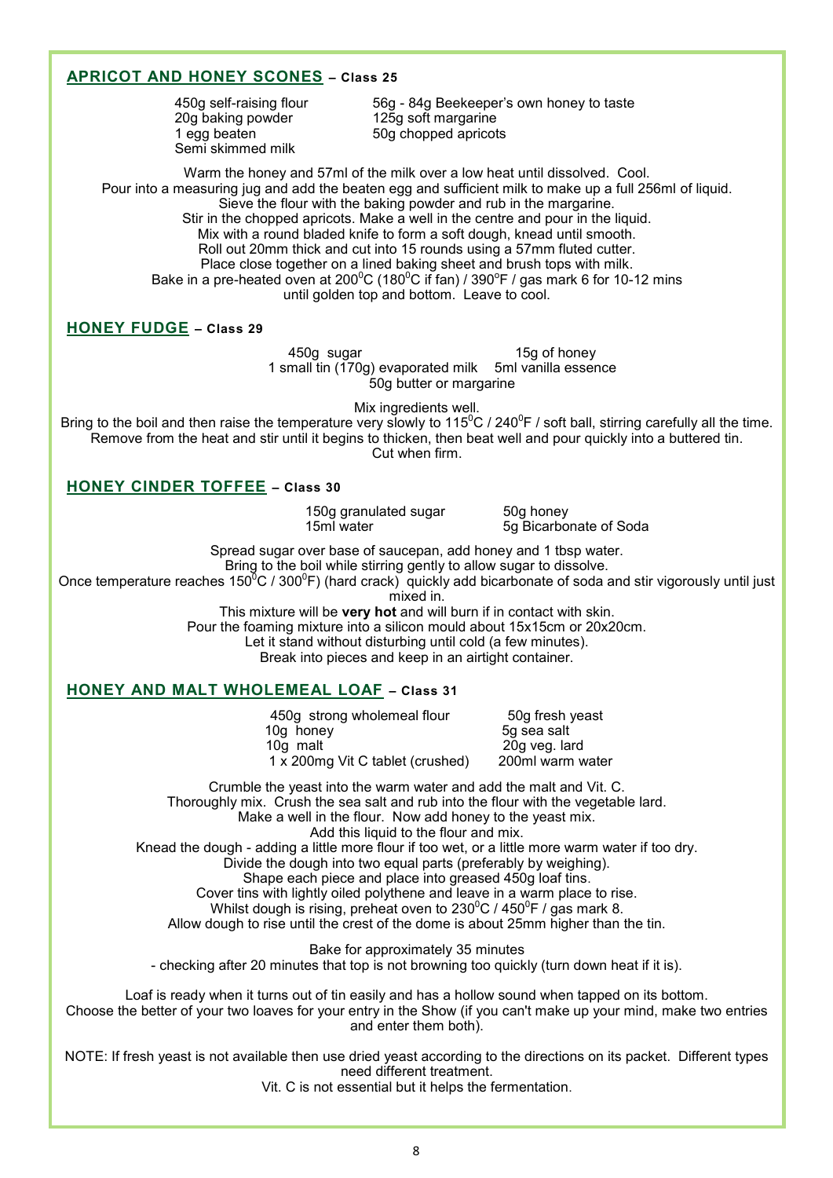## APRICOT AND HONEY SCONES – Class 25

450g self-raising flour
20g baking powder
1 egg beaten
Semi skimmed milk
56g - 84g Beekeeper's own honey to taste
125g soft margarine
50g chopped apricots

Warm the honey and 57ml of the milk over a low heat until dissolved. Cool.
Pour into a measuring jug and add the beaten egg and sufficient milk to make up a full 256ml of liquid.
Sieve the flour with the baking powder and rub in the margarine.
Stir in the chopped apricots. Make a well in the centre and pour in the liquid.
Mix with a round bladed knife to form a soft dough, knead until smooth.
Roll out 20mm thick and cut into 15 rounds using a 57mm fluted cutter.
Place close together on a lined baking sheet and brush tops with milk.
Bake in a pre-heated oven at 200$^0$C (180$^0$C if fan) / 390$^o$F / gas mark 6 for 10-12 mins until golden top and bottom. Leave to cool.

## HONEY FUDGE – Class 29

450g sugar
15g of honey
1 small tin (170g) evaporated milk
5ml vanilla essence
50g butter or margarine

Mix ingredients well.
Bring to the boil and then raise the temperature very slowly to 115$^0$C / 240$^0$F / soft ball, stirring carefully all the time.
Remove from the heat and stir until it begins to thicken, then beat well and pour quickly into a buttered tin.
Cut when firm.

## HONEY CINDER TOFFEE – Class 30

150g granulated sugar
50g honey
15ml water
5g Bicarbonate of Soda

Spread sugar over base of saucepan, add honey and 1 tbsp water.
Bring to the boil while stirring gently to allow sugar to dissolve.
Once temperature reaches 150$^0$C / 300$^0$F) (hard crack) quickly add bicarbonate of soda and stir vigorously until just mixed in.
This mixture will be **very hot** and will burn if in contact with skin.
Pour the foaming mixture into a silicon mould about 15x15cm or 20x20cm.
Let it stand without disturbing until cold (a few minutes).
Break into pieces and keep in an airtight container.

## HONEY AND MALT WHOLEMEAL LOAF – Class 31

450g strong wholemeal flour
50g fresh yeast
10g honey
5g sea salt
10g malt
20g veg. lard
1 x 200mg Vit C tablet (crushed)
200ml warm water

Crumble the yeast into the warm water and add the malt and Vit. C.
Thoroughly mix. Crush the sea salt and rub into the flour with the vegetable lard.
Make a well in the flour. Now add honey to the yeast mix.
Add this liquid to the flour and mix.
Knead the dough - adding a little more flour if too wet, or a little more warm water if too dry.
Divide the dough into two equal parts (preferably by weighing).
Shape each piece and place into greased 450g loaf tins.
Cover tins with lightly oiled polythene and leave in a warm place to rise.
Whilst dough is rising, preheat oven to 230$^0$C / 450$^0$F / gas mark 8.
Allow dough to rise until the crest of the dome is about 25mm higher than the tin.

Bake for approximately 35 minutes
- checking after 20 minutes that top is not browning too quickly (turn down heat if it is).

Loaf is ready when it turns out of tin easily and has a hollow sound when tapped on its bottom.
Choose the better of your two loaves for your entry in the Show (if you can't make up your mind, make two entries and enter them both).

NOTE: If fresh yeast is not available then use dried yeast according to the directions on its packet. Different types need different treatment.
Vit. C is not essential but it helps the fermentation.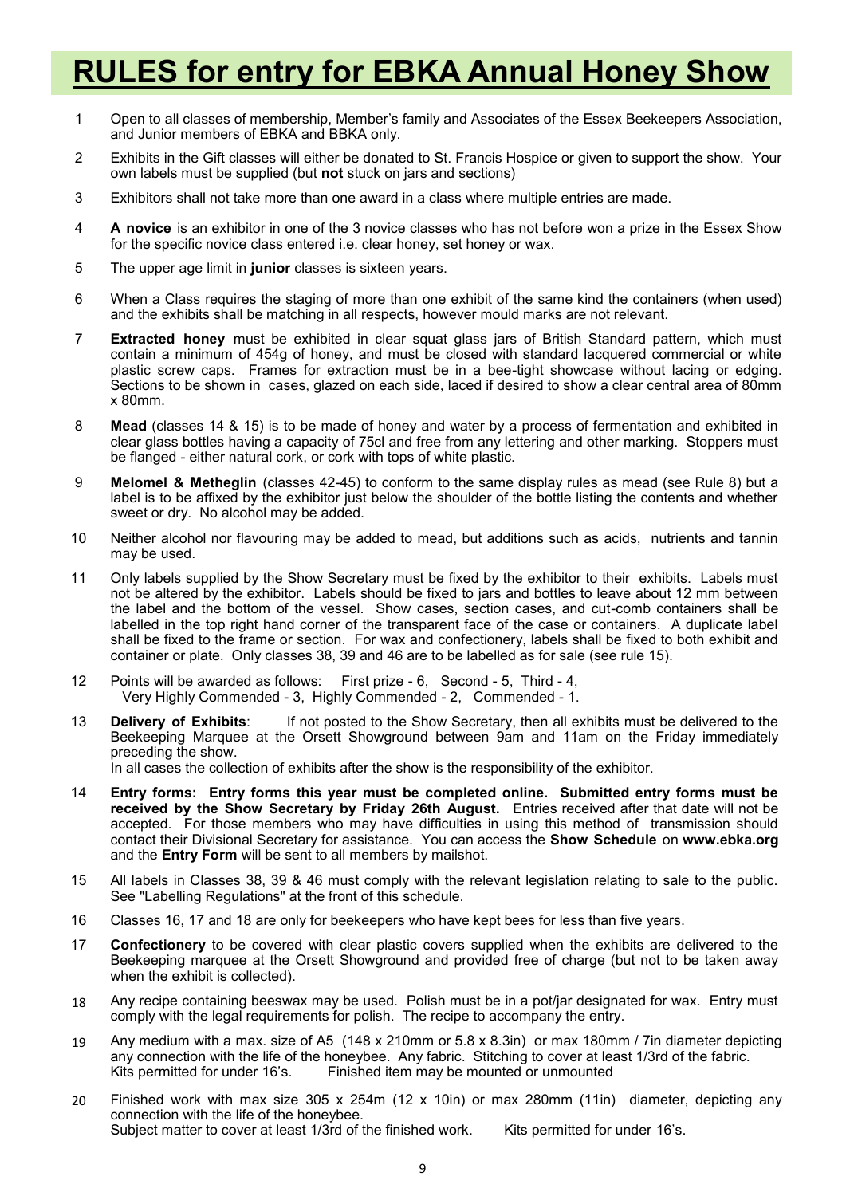# RULES for entry for EBKA Annual Honey Show

1. Open to all classes of membership, Member's family and Associates of the Essex Beekeepers Association, and Junior members of EBKA and BBKA only.
2. Exhibits in the Gift classes will either be donated to St. Francis Hospice or given to support the show. Your own labels must be supplied (but **not** stuck on jars and sections)
3. Exhibitors shall not take more than one award in a class where multiple entries are made.
4. **A novice** is an exhibitor in one of the 3 novice classes who has not before won a prize in the Essex Show for the specific novice class entered i.e. clear honey, set honey or wax.
5. The upper age limit in **junior** classes is sixteen years.
6. When a Class requires the staging of more than one exhibit of the same kind the containers (when used) and the exhibits shall be matching in all respects, however mould marks are not relevant.
7. **Extracted honey** must be exhibited in clear squat glass jars of British Standard pattern, which must contain a minimum of 454g of honey, and must be closed with standard lacquered commercial or white plastic screw caps. Frames for extraction must be in a bee-tight showcase without lacing or edging. Sections to be shown in cases, glazed on each side, laced if desired to show a clear central area of 80mm x 80mm.
8. **Mead** (classes 14 & 15) is to be made of honey and water by a process of fermentation and exhibited in clear glass bottles having a capacity of 75cl and free from any lettering and other marking. Stoppers must be flanged - either natural cork, or cork with tops of white plastic.
9. **Melomel & Metheglin** (classes 42-45) to conform to the same display rules as mead (see Rule 8) but a label is to be affixed by the exhibitor just below the shoulder of the bottle listing the contents and whether sweet or dry. No alcohol may be added.
10. Neither alcohol nor flavouring may be added to mead, but additions such as acids, nutrients and tannin may be used.
11. Only labels supplied by the Show Secretary must be fixed by the exhibitor to their exhibits. Labels must not be altered by the exhibitor. Labels should be fixed to jars and bottles to leave about 12 mm between the label and the bottom of the vessel. Show cases, section cases, and cut-comb containers shall be labelled in the top right hand corner of the transparent face of the case or containers. A duplicate label shall be fixed to the frame or section. For wax and confectionery, labels shall be fixed to both exhibit and container or plate. Only classes 38, 39 and 46 are to be labelled as for sale (see rule 15).
12. Points will be awarded as follows: First prize - 6, Second - 5, Third - 4, Very Highly Commended - 3, Highly Commended - 2, Commended - 1.
13. **Delivery of Exhibits**: If not posted to the Show Secretary, then all exhibits must be delivered to the Beekeeping Marquee at the Orsett Showground between 9am and 11am on the Friday immediately preceding the show.
    In all cases the collection of exhibits after the show is the responsibility of the exhibitor.
14. **Entry forms: Entry forms this year must be completed online. Submitted entry forms must be received by the Show Secretary by Friday 26th August.** Entries received after that date will not be accepted. For those members who may have difficulties in using this method of transmission should contact their Divisional Secretary for assistance. You can access the **Show Schedule** on **www.ebka.org** and the **Entry Form** will be sent to all members by mailshot.
15. All labels in Classes 38, 39 & 46 must comply with the relevant legislation relating to sale to the public. See "Labelling Regulations" at the front of this schedule.
16. Classes 16, 17 and 18 are only for beekeepers who have kept bees for less than five years.
17. **Confectionery** to be covered with clear plastic covers supplied when the exhibits are delivered to the Beekeeping marquee at the Orsett Showground and provided free of charge (but not to be taken away when the exhibit is collected).
18. Any recipe containing beeswax may be used. Polish must be in a pot/jar designated for wax. Entry must comply with the legal requirements for polish. The recipe to accompany the entry.
19. Any medium with a max. size of A5 (148 x 210mm or 5.8 x 8.3in) or max 180mm / 7in diameter depicting any connection with the life of the honeybee. Any fabric. Stitching to cover at least 1/3rd of the fabric. Kits permitted for under 16's. Finished item may be mounted or unmounted
20. Finished work with max size 305 x 254m (12 x 10in) or max 280mm (11in) diameter, depicting any connection with the life of the honeybee.
    Subject matter to cover at least 1/3rd of the finished work. Kits permitted for under 16's.